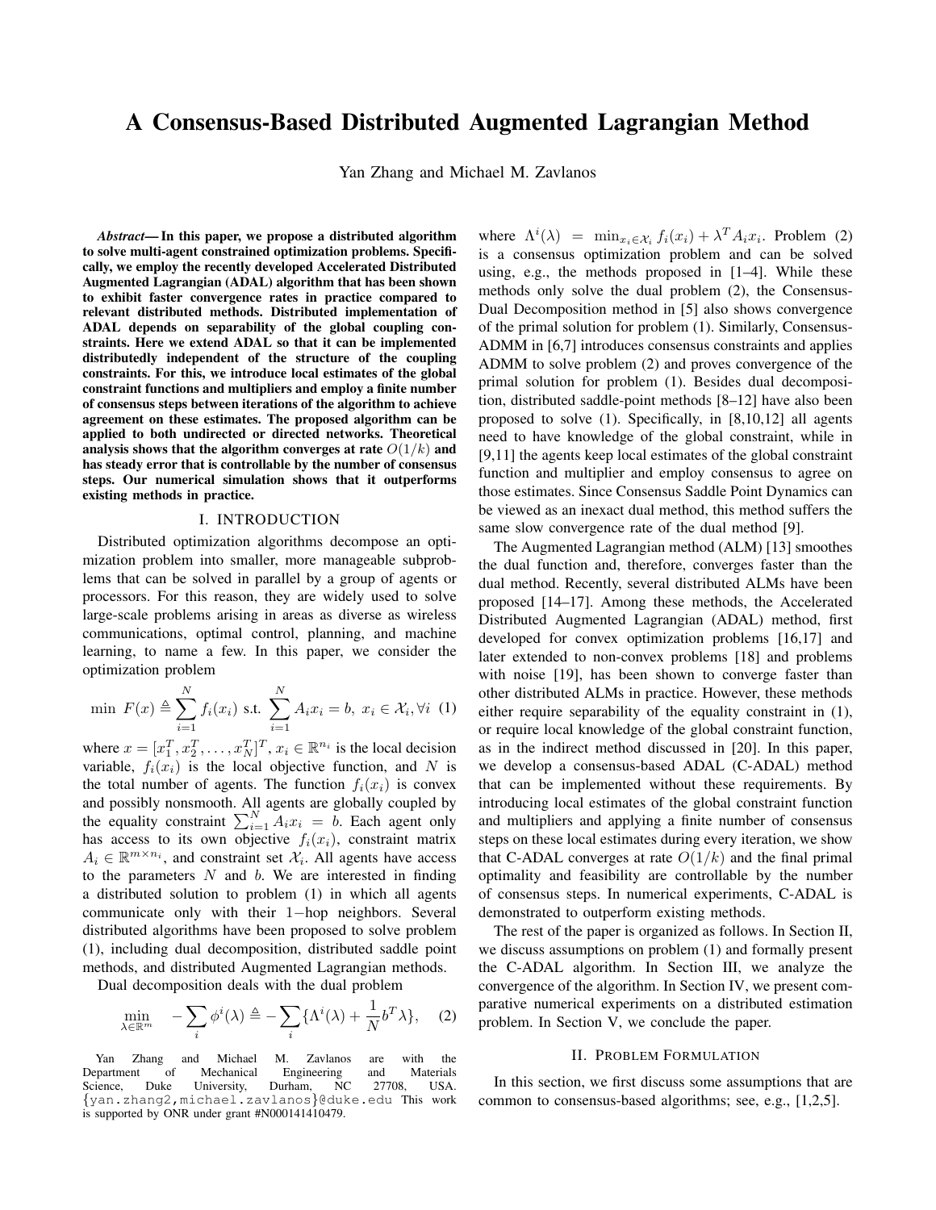# A Consensus-Based Distributed Augmented Lagrangian Method

Yan Zhang and Michael M. Zavlanos

***Abstract*— In this paper, we propose a distributed algorithm to solve multi-agent constrained optimization problems. Specifically, we employ the recently developed Accelerated Distributed Augmented Lagrangian (ADAL) algorithm that has been shown to exhibit faster convergence rates in practice compared to relevant distributed methods. Distributed implementation of ADAL depends on separability of the global coupling constraints. Here we extend ADAL so that it can be implemented distributedly independent of the structure of the coupling constraints. For this, we introduce local estimates of the global constraint functions and multipliers and employ a finite number of consensus steps between iterations of the algorithm to achieve agreement on these estimates. The proposed algorithm can be applied to both undirected or directed networks. Theoretical analysis shows that the algorithm converges at rate $O(1/k)$ and has steady error that is controllable by the number of consensus steps. Our numerical simulation shows that it outperforms existing methods in practice.**

## I. INTRODUCTION

Distributed optimization algorithms decompose an optimization problem into smaller, more manageable subproblems that can be solved in parallel by a group of agents or processors. For this reason, they are widely used to solve large-scale problems arising in areas as diverse as wireless communications, optimal control, planning, and machine learning, to name a few. In this paper, we consider the optimization problem

$$\min \; F(x) \triangleq \sum_{i=1}^{N} f_i(x_i) \text{ s.t. } \sum_{i=1}^{N} A_i x_i = b, \; x_i \in \mathcal{X}_i, \forall i \quad (1)$$

where $x = [x_1^T, x_2^T, \ldots, x_N^T]^T$, $x_i \in \mathbb{R}^{n_i}$ is the local decision variable, $f_i(x_i)$ is the local objective function, and $N$ is the total number of agents. The function $f_i(x_i)$ is convex and possibly nonsmooth. All agents are globally coupled by the equality constraint $\sum_{i=1}^{N} A_i x_i = b$. Each agent only has access to its own objective $f_i(x_i)$, constraint matrix $A_i \in \mathbb{R}^{m \times n_i}$, and constraint set $\mathcal{X}_i$. All agents have access to the parameters $N$ and $b$. We are interested in finding a distributed solution to problem (1) in which all agents communicate only with their $1-$hop neighbors. Several distributed algorithms have been proposed to solve problem (1), including dual decomposition, distributed saddle point methods, and distributed Augmented Lagrangian methods.

Dual decomposition deals with the dual problem

$$\min_{\lambda \in \mathbb{R}^m} \quad -\sum_i \phi^i(\lambda) \triangleq -\sum_i \{\Lambda^i(\lambda) + \frac{1}{N} b^T \lambda\}, \quad (2)$$

where $\Lambda^i(\lambda) = \min_{x_i \in \mathcal{X}_i} f_i(x_i) + \lambda^T A_i x_i$. Problem (2) is a consensus optimization problem and can be solved using, e.g., the methods proposed in [1–4]. While these methods only solve the dual problem (2), the Consensus-Dual Decomposition method in [5] also shows convergence of the primal solution for problem (1). Similarly, Consensus-ADMM in [6,7] introduces consensus constraints and applies ADMM to solve problem (2) and proves convergence of the primal solution for problem (1). Besides dual decomposition, distributed saddle-point methods [8–12] have also been proposed to solve (1). Specifically, in [8,10,12] all agents need to have knowledge of the global constraint, while in [9,11] the agents keep local estimates of the global constraint function and multiplier and employ consensus to agree on those estimates. Since Consensus Saddle Point Dynamics can be viewed as an inexact dual method, this method suffers the same slow convergence rate of the dual method [9].

The Augmented Lagrangian method (ALM) [13] smoothes the dual function and, therefore, converges faster than the dual method. Recently, several distributed ALMs have been proposed [14–17]. Among these methods, the Accelerated Distributed Augmented Lagrangian (ADAL) method, first developed for convex optimization problems [16,17] and later extended to non-convex problems [18] and problems with noise [19], has been shown to converge faster than other distributed ALMs in practice. However, these methods either require separability of the equality constraint in (1), or require local knowledge of the global constraint function, as in the indirect method discussed in [20]. In this paper, we develop a consensus-based ADAL (C-ADAL) method that can be implemented without these requirements. By introducing local estimates of the global constraint function and multipliers and applying a finite number of consensus steps on these local estimates during every iteration, we show that C-ADAL converges at rate $O(1/k)$ and the final primal optimality and feasibility are controllable by the number of consensus steps. In numerical experiments, C-ADAL is demonstrated to outperform existing methods.

The rest of the paper is organized as follows. In Section II, we discuss assumptions on problem (1) and formally present the C-ADAL algorithm. In Section III, we analyze the convergence of the algorithm. In Section IV, we present comparative numerical experiments on a distributed estimation problem. In Section V, we conclude the paper.

## II. PROBLEM FORMULATION

In this section, we first discuss some assumptions that are common to consensus-based algorithms; see, e.g., [1,2,5].

Yan Zhang and Michael M. Zavlanos are with the Department of Mechanical Engineering and Materials Science, Duke University, Durham, NC 27708, USA. {yan.zhang2,michael.zavlanos}@duke.edu This work is supported by ONR under grant #N000141410479.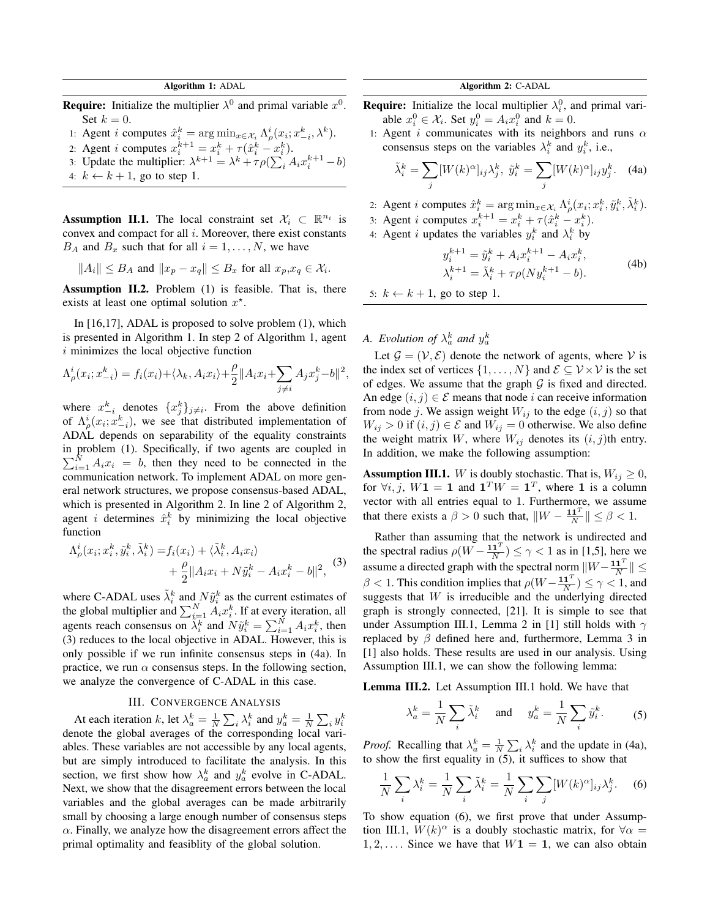**Algorithm 1:** ADAL

**Require:** Initialize the multiplier $\lambda^0$ and primal variable $x^0$. Set $k = 0$.

1: Agent $i$ computes $\hat{x}_i^k = \arg\min_{x \in \mathcal{X}_i} \Lambda_\rho^i(x_i; x_{-i}^k, \lambda^k)$.
2: Agent $i$ computes $x_i^{k+1} = x_i^k + \tau(\hat{x}_i^k - x_i^k)$.
3: Update the multiplier: $\lambda^{k+1} = \lambda^k + \tau\rho(\sum_i A_i x_i^{k+1} - b)$
4: $k \leftarrow k+1$, go to step 1.

**Assumption II.1.** The local constraint set $\mathcal{X}_i \subset \mathbb{R}^{n_i}$ is convex and compact for all $i$. Moreover, there exist constants $B_A$ and $B_x$ such that for all $i = 1, \ldots, N$, we have

$$\|A_i\| \le B_A \text{ and } \|x_p - x_q\| \le B_x \text{ for all } x_p, x_q \in \mathcal{X}_i.$$

**Assumption II.2.** Problem (1) is feasible. That is, there exists at least one optimal solution $x^\star$.

In [16,17], ADAL is proposed to solve problem (1), which is presented in Algorithm 1. In step 2 of Algorithm 1, agent $i$ minimizes the local objective function

$$\Lambda_\rho^i(x_i; x_{-i}^k) = f_i(x_i) + \langle \lambda_k, A_i x_i \rangle + \frac{\rho}{2}\|A_i x_i + \sum_{j \ne i} A_j x_j^k - b\|^2,$$

where $x_{-i}^k$ denotes $\{x_j^k\}_{j \ne i}$. From the above definition of $\Lambda_\rho^i(x_i; x_{-i})$, we see that distributed implementation of ADAL depends on separability of the equality constraints in problem (1). Specifically, if two agents are coupled in $\sum_{i=1}^N A_i x_i = b$, then they need to be connected in the communication network. To implement ADAL on more general network structures, we propose consensus-based ADAL, which is presented in Algorithm 2. In line 2 of Algorithm 2, agent $i$ determines $\hat{x}_i^k$ by minimizing the local objective function

$$\Lambda_\rho^i(x_i; x_i^k, \tilde{y}_i^k, \tilde{\lambda}_i^k) = f_i(x_i) + \langle \tilde{\lambda}_i^k, A_i x_i \rangle + \frac{\rho}{2}\|A_i x_i + N\tilde{y}_i^k - A_i x_i^k - b\|^2, \tag{3}$$

where C-ADAL uses $\tilde{\lambda}_i^k$ and $N\tilde{y}_i^k$ as the current estimates of the global multiplier and $\sum_{i=1}^N A_i x_i^k$. If at every iteration, all agents reach consensus on $\tilde{\lambda}_i^k$ and $N\tilde{y}_i^k = \sum_{i=1}^N A_i x_i^k$, then (3) reduces to the local objective in ADAL. However, this is only possible if we run infinite consensus steps in (4a). In practice, we run $\alpha$ consensus steps. In the following section, we analyze the convergence of C-ADAL in this case.

## III. Convergence Analysis

At each iteration $k$, let $\lambda_a^k = \frac{1}{N}\sum_i \lambda_i^k$ and $y_a^k = \frac{1}{N}\sum_i y_i^k$ denote the global averages of the corresponding local variables. These variables are not accessible by any local agents, but are simply introduced to facilitate the analysis. In this section, we first show how $\lambda_a^k$ and $y_a^k$ evolve in C-ADAL. Next, we show that the disagreement errors between the local variables and the global averages can be made arbitrarily small by choosing a large enough number of consensus steps $\alpha$. Finally, we analyze how the disagreement errors affect the primal optimality and feasiblity of the global solution.

**Algorithm 2:** C-ADAL

**Require:** Initialize the local multiplier $\lambda_i^0$, and primal variable $x_i^0 \in \mathcal{X}_i$. Set $y_i^0 = A_i x_i^0$ and $k = 0$.

1: Agent $i$ communicates with its neighbors and runs $\alpha$ consensus steps on the variables $\lambda_i^k$ and $y_i^k$, i.e.,

$$\tilde{\lambda}_i^k = \sum_j [W(k)^\alpha]_{ij} \lambda_j^k, \ \tilde{y}_i^k = \sum_j [W(k)^\alpha]_{ij} y_j^k. \tag{4a}$$

2: Agent $i$ computes $\hat{x}_i^k = \arg\min_{x \in \mathcal{X}_i} \Lambda_\rho^i(x_i; x_i^k, \tilde{y}_i^k, \tilde{\lambda}_i^k)$.
3: Agent $i$ computes $x_i^{k+1} = x_i^k + \tau(\hat{x}_i^k - x_i^k)$.
4: Agent $i$ updates the variables $y_i^k$ and $\lambda_i^k$ by

$$\begin{aligned} y_i^{k+1} &= \tilde{y}_i^k + A_i x_i^{k+1} - A_i x_i^k, \\ \lambda_i^{k+1} &= \tilde{\lambda}_i^k + \tau\rho(N y_i^{k+1} - b). \end{aligned} \tag{4b}$$

5: $k \leftarrow k+1$, go to step 1.

### A. Evolution of $\lambda_a^k$ and $y_a^k$

Let $\mathcal{G} = (\mathcal{V}, \mathcal{E})$ denote the network of agents, where $\mathcal{V}$ is the index set of vertices $\{1, \ldots, N\}$ and $\mathcal{E} \subseteq \mathcal{V} \times \mathcal{V}$ is the set of edges. We assume that the graph $\mathcal{G}$ is fixed and directed. An edge $(i,j) \in \mathcal{E}$ means that node $i$ can receive information from node $j$. We assign weight $W_{ij}$ to the edge $(i,j)$ so that $W_{ij} > 0$ if $(i,j) \in \mathcal{E}$ and $W_{ij} = 0$ otherwise. We also define the weight matrix $W$, where $W_{ij}$ denotes its $(i,j)$th entry. In addition, we make the following assumption:

**Assumption III.1.** $W$ is doubly stochastic. That is, $W_{ij} \ge 0$, for $\forall i,j$, $W\mathbf{1} = \mathbf{1}$ and $\mathbf{1}^T W = \mathbf{1}^T$, where $\mathbf{1}$ is a column vector with all entries equal to 1. Furthermore, we assume that there exists a $\beta > 0$ such that, $\|W - \frac{\mathbf{1}\mathbf{1}^T}{N}\| \le \beta < 1$.

Rather than assuming that the network is undirected and the spectral radius $\rho(W - \frac{\mathbf{1}\mathbf{1}^T}{N}) \le \gamma < 1$ as in [1,5], here we assume a directed graph with the spectral norm $\|W - \frac{\mathbf{1}\mathbf{1}^T}{N}\| \le \beta < 1$. This condition implies that $\rho(W - \frac{\mathbf{1}\mathbf{1}^T}{N}) \le \gamma < 1$, and suggests that $W$ is irreducible and the underlying directed graph is strongly connected, [21]. It is simple to see that under Assumption III.1, Lemma 2 in [1] still holds with $\gamma$ replaced by $\beta$ defined here and, furthermore, Lemma 3 in [1] also holds. These results are used in our analysis. Using Assumption III.1, we can show the following lemma:

**Lemma III.2.** Let Assumption III.1 hold. We have that

$$\lambda_a^k = \frac{1}{N}\sum_i \tilde{\lambda}_i^k \quad \text{and} \quad y_a^k = \frac{1}{N}\sum_i \tilde{y}_i^k. \tag{5}$$

*Proof.* Recalling that $\lambda_a^k = \frac{1}{N}\sum_i \lambda_i^k$ and the update in (4a), to show the first equality in (5), it suffices to show that

$$\frac{1}{N}\sum_i \lambda_i^k = \frac{1}{N}\sum_i \tilde{\lambda}_i^k = \frac{1}{N}\sum_i \sum_j [W(k)^\alpha]_{ij} \lambda_j^k. \tag{6}$$

To show equation (6), we first prove that under Assumption III.1, $W(k)^\alpha$ is a doubly stochastic matrix, for $\forall \alpha = 1, 2, \ldots$. Since we have that $W\mathbf{1} = \mathbf{1}$, we can also obtain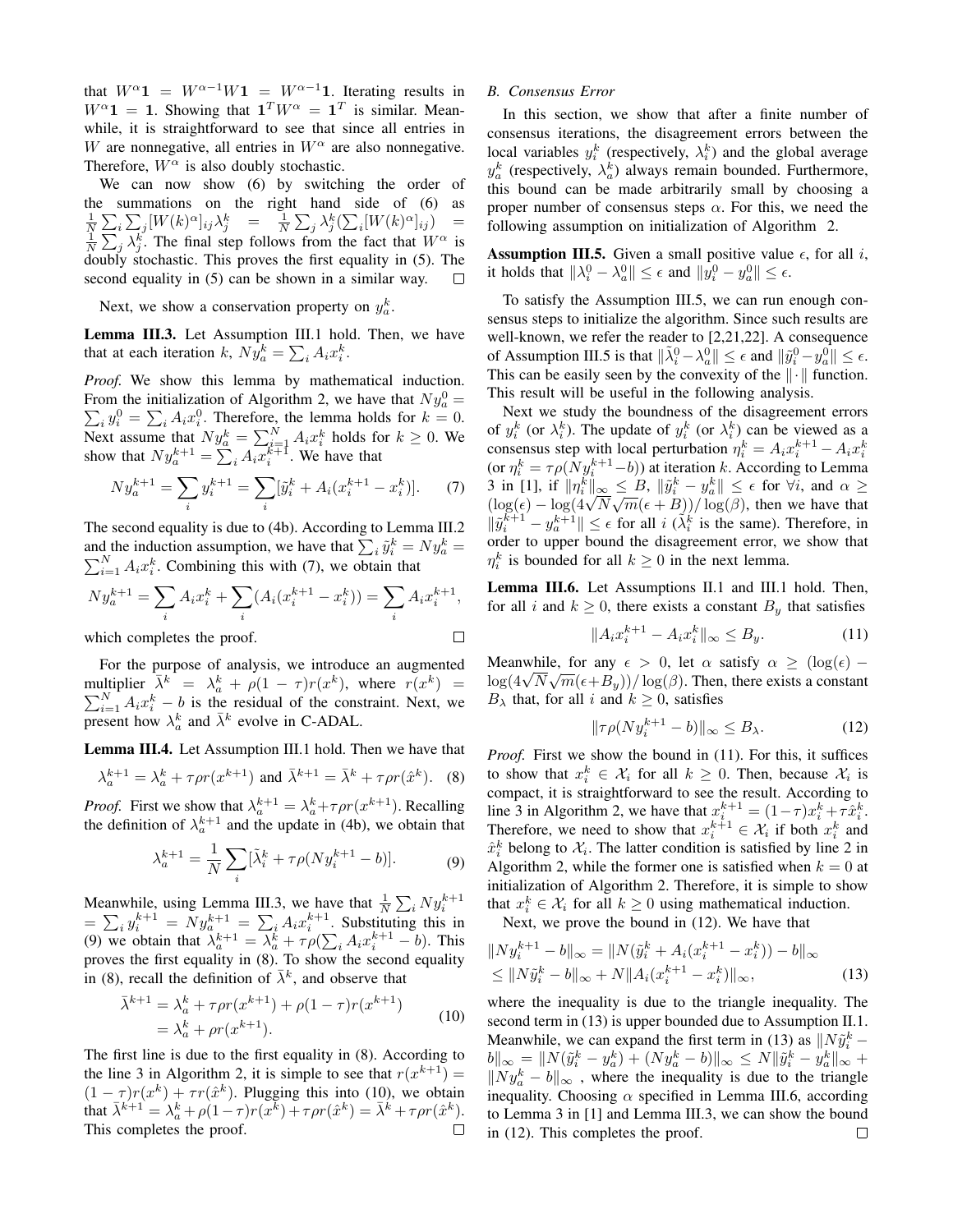that $W^\alpha \mathbf{1} = W^{\alpha-1} W \mathbf{1} = W^{\alpha-1}\mathbf{1}$. Iterating results in $W^\alpha \mathbf{1} = \mathbf{1}$. Showing that $\mathbf{1}^T W^\alpha = \mathbf{1}^T$ is similar. Meanwhile, it is straightforward to see that since all entries in $W$ are nonnegative, all entries in $W^\alpha$ are also nonnegative. Therefore, $W^\alpha$ is also doubly stochastic.

We can now show (6) by switching the order of the summations on the right hand side of (6) as $\frac{1}{N}\sum_i \sum_j [W(k)^\alpha]_{ij}\lambda_j^k = \frac{1}{N}\sum_j \lambda_j^k (\sum_i [W(k)^\alpha]_{ij}) = \frac{1}{N}\sum_j \lambda_j^k$. The final step follows from the fact that $W^\alpha$ is doubly stochastic. This proves the first equality in (5). The second equality in (5) can be shown in a similar way. $\square$

Next, we show a conservation property on $y_a^k$.

**Lemma III.3.** Let Assumption III.1 hold. Then, we have that at each iteration $k$, $Ny_a^k = \sum_i A_i x_i^k$.

*Proof.* We show this lemma by mathematical induction. From the initialization of Algorithm 2, we have that $Ny_a^0 = \sum_i y_i^0 = \sum_i A_i x_i^0$. Therefore, the lemma holds for $k = 0$. Next assume that $Ny_a^k = \sum_{i=1}^N A_i x_i^k$ holds for $k \geq 0$. We show that $Ny_a^{k+1} = \sum_i A_i x_i^{k+1}$. We have that

$$Ny_a^{k+1} = \sum_i y_i^{k+1} = \sum_i [\tilde{y}_i^k + A_i(x_i^{k+1} - x_i^k)]. \tag{7}$$

The second equality is due to (4b). According to Lemma III.2 and the induction assumption, we have that $\sum_i \tilde{y}_i^k = Ny_a^k = \sum_{i=1}^N A_i x_i^k$. Combining this with (7), we obtain that

$$Ny_a^{k+1} = \sum_i A_i x_i^k + \sum_i (A_i(x_i^{k+1} - x_i^k)) = \sum_i A_i x_i^{k+1},$$

which completes the proof. $\square$

For the purpose of analysis, we introduce an augmented multiplier $\bar{\lambda}^k = \lambda_a^k + \rho(1-\tau)r(x^k)$, where $r(x^k) = \sum_{i=1}^N A_i x_i^k - b$ is the residual of the constraint. Next, we present how $\lambda_a^k$ and $\bar{\lambda}^k$ evolve in C-ADAL.

**Lemma III.4.** Let Assumption III.1 hold. Then we have that

$$\lambda_a^{k+1} = \lambda_a^k + \tau\rho r(x^{k+1}) \text{ and } \bar{\lambda}^{k+1} = \bar{\lambda}^k + \tau\rho r(\hat{x}^k). \tag{8}$$

*Proof.* First we show that $\lambda_a^{k+1} = \lambda_a^k + \tau\rho r(x^{k+1})$. Recalling the definition of $\lambda_a^{k+1}$ and the update in (4b), we obtain that

$$\lambda_a^{k+1} = \frac{1}{N}\sum_i [\tilde{\lambda}_i^k + \tau\rho(Ny_i^{k+1} - b)]. \tag{9}$$

Meanwhile, using Lemma III.3, we have that $\frac{1}{N}\sum_i Ny_i^{k+1} = \sum_i y_i^{k+1} = Ny_a^{k+1} = \sum_i A_i x_i^{k+1}$. Substituting this in (9) we obtain that $\lambda_a^{k+1} = \lambda_a^k + \tau\rho(\sum_i A_i x_i^{k+1} - b)$. This proves the first equality in (8). To show the second equality in (8), recall the definition of $\bar{\lambda}^k$, and observe that

$$\begin{aligned}\bar{\lambda}^{k+1} &= \lambda_a^k + \tau\rho r(x^{k+1}) + \rho(1-\tau)r(x^{k+1}) \\ &= \lambda_a^k + \rho r(x^{k+1}).\end{aligned} \tag{10}$$

The first line is due to the first equality in (8). According to the line 3 in Algorithm 2, it is simple to see that $r(x^{k+1}) = (1-\tau)r(x^k) + \tau r(\hat{x}^k)$. Plugging this into (10), we obtain that $\bar{\lambda}^{k+1} = \lambda_a^k + \rho(1-\tau)r(x^k) + \tau\rho r(\hat{x}^k) = \bar{\lambda}^k + \tau\rho r(\hat{x}^k)$. This completes the proof. $\square$

### B. Consensus Error

In this section, we show that after a finite number of consensus iterations, the disagreement errors between the local variables $y_i^k$ (respectively, $\lambda_i^k$) and the global average $y_a^k$ (respectively, $\lambda_a^k$) always remain bounded. Furthermore, this bound can be made arbitrarily small by choosing a proper number of consensus steps $\alpha$. For this, we need the following assumption on initialization of Algorithm 2.

**Assumption III.5.** Given a small positive value $\epsilon$, for all $i$, it holds that $\|\lambda_i^0 - \lambda_a^0\| \leq \epsilon$ and $\|y_i^0 - y_a^0\| \leq \epsilon$.

To satisfy the Assumption III.5, we can run enough consensus steps to initialize the algorithm. Since such results are well-known, we refer the reader to [2,21,22]. A consequence of Assumption III.5 is that $\|\tilde{\lambda}_i^0 - \lambda_a^0\| \leq \epsilon$ and $\|\tilde{y}_i^0 - y_a^0\| \leq \epsilon$. This can be easily seen by the convexity of the $\|\cdot\|$ function. This result will be useful in the following analysis.

Next we study the boundness of the disagreement errors of $y_i^k$ (or $\lambda_i^k$). The update of $y_i^k$ (or $\lambda_i^k$) can be viewed as a consensus step with local perturbation $\eta_i^k = A_i x_i^{k+1} - A_i x_i^k$ (or $\eta_i^k = \tau\rho(Ny_i^{k+1} - b)$) at iteration $k$. According to Lemma 3 in [1], if $\|\eta_i^k\|_\infty \leq B$, $\|\tilde{y}_i^k - y_a^k\| \leq \epsilon$ for $\forall i$, and $\alpha \geq (\log(\epsilon) - \log(4\sqrt{N}\sqrt{m}(\epsilon + B))/\log(\beta)$, then we have that $\|\tilde{y}_i^{k+1} - y_a^{k+1}\| \leq \epsilon$ for all $i$ ($\tilde{\lambda}_i^k$ is the same). Therefore, in order to upper bound the disagreement error, we show that $\eta_i^k$ is bounded for all $k \geq 0$ in the next lemma.

**Lemma III.6.** Let Assumptions II.1 and III.1 hold. Then, for all $i$ and $k \geq 0$, there exists a constant $B_y$ that satisfies

$$\|A_i x_i^{k+1} - A_i x_i^k\|_\infty \leq B_y. \tag{11}$$

Meanwhile, for any $\epsilon > 0$, let $\alpha$ satisfy $\alpha \geq (\log(\epsilon) - \log(4\sqrt{N}\sqrt{m}(\epsilon + B_y))/\log(\beta)$. Then, there exists a constant $B_\lambda$ that, for all $i$ and $k \geq 0$, satisfies

$$\|\tau\rho(Ny_i^{k+1} - b)\|_\infty \leq B_\lambda. \tag{12}$$

*Proof.* First we show the bound in (11). For this, it suffices to show that $x_i^k \in \mathcal{X}_i$ for all $k \geq 0$. Then, because $\mathcal{X}_i$ is compact, it is straightforward to see the result. According to line 3 in Algorithm 2, we have that $x_i^{k+1} = (1-\tau)x_i^k + \tau\hat{x}_i^k$. Therefore, we need to show that $x_i^{k+1} \in \mathcal{X}_i$ if both $x_i^k$ and $\hat{x}_i^k$ belong to $\mathcal{X}_i$. The latter condition is satisfied by line 2 in Algorithm 2, while the former one is satisfied when $k = 0$ at initialization of Algorithm 2. Therefore, it is simple to show that $x_i^k \in \mathcal{X}_i$ for all $k \geq 0$ using mathematical induction.

Next, we prove the bound in (12). We have that

$$\begin{aligned}\|Ny_i^{k+1} - b\|_\infty &= \|N(\tilde{y}_i^k + A_i(x_i^{k+1} - x_i^k)) - b\|_\infty \\ &\leq \|N\tilde{y}_i^k - b\|_\infty + N\|A_i(x_i^{k+1} - x_i^k)\|_\infty,\end{aligned} \tag{13}$$

where the inequality is due to the triangle inequality. The second term in (13) is upper bounded due to Assumption II.1. Meanwhile, we can expand the first term in (13) as $\|N\tilde{y}_i^k - b\|_\infty = \|N(\tilde{y}_i^k - y_a^k) + (Ny_a^k - b)\|_\infty \leq N\|\tilde{y}_i^k - y_a^k\|_\infty + \|Ny_a^k - b\|_\infty$ , where the inequality is due to the triangle inequality. Choosing $\alpha$ specified in Lemma III.6, according to Lemma 3 in [1] and Lemma III.3, we can show the bound in (12). This completes the proof. $\square$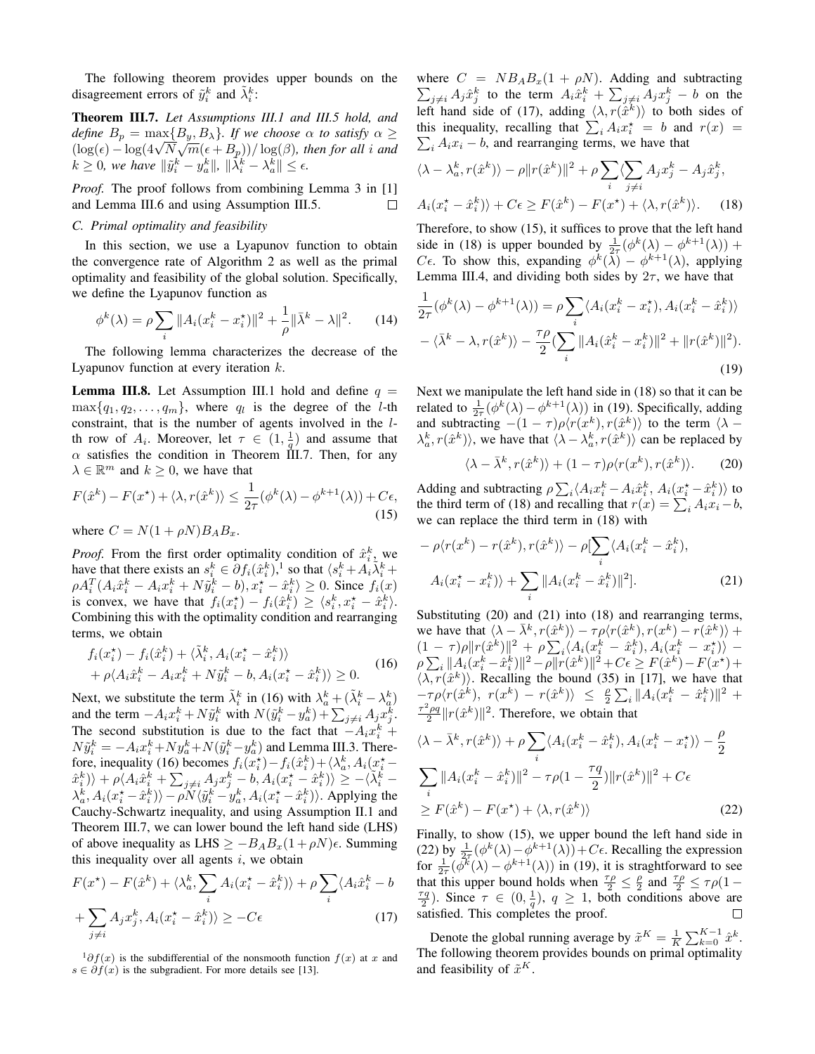The following theorem provides upper bounds on the disagreement errors of $\tilde{y}_i^k$ and $\tilde{\lambda}_i^k$:

**Theorem III.7.** *Let Assumptions III.1 and III.5 hold, and define $B_p = \max\{B_y, B_\lambda\}$. If we choose $\alpha$ to satisfy $\alpha \geq (\log(\epsilon) - \log(4\sqrt{N}\sqrt{m}(\epsilon + B_p))/\log(\beta)$, then for all $i$ and $k \geq 0$, we have $\|\tilde{y}_i^k - y_a^k\|$, $\|\tilde{\lambda}_i^k - \lambda_a^k\| \leq \epsilon$.*

*Proof.* The proof follows from combining Lemma 3 in [1] and Lemma III.6 and using Assumption III.5. $\square$

### C. Primal optimality and feasibility

In this section, we use a Lyapunov function to obtain the convergence rate of Algorithm 2 as well as the primal optimality and feasibility of the global solution. Specifically, we define the Lyapunov function as

$$\phi^k(\lambda) = \rho \sum_i \|A_i(x_i^k - x_i^\star)\|^2 + \frac{1}{\rho}\|\bar{\lambda}^k - \lambda\|^2. \tag{14}$$

The following lemma characterizes the decrease of the Lyapunov function at every iteration $k$.

**Lemma III.8.** Let Assumption III.1 hold and define $q = \max\{q_1, q_2, \ldots, q_m\}$, where $q_l$ is the degree of the $l$-th constraint, that is the number of agents involved in the $l$-th row of $A_i$. Moreover, let $\tau \in (1, \frac{1}{q})$ and assume that $\alpha$ satisfies the condition in Theorem III.7. Then, for any $\lambda \in \mathbb{R}^m$ and $k \geq 0$, we have that

$$F(\hat{x}^k) - F(x^\star) + \langle \lambda, r(\hat{x}^k)\rangle \leq \frac{1}{2\tau}(\phi^k(\lambda) - \phi^{k+1}(\lambda)) + C\epsilon, \tag{15}$$

where $C = N(1 + \rho N)B_A B_x$.

*Proof.* From the first order optimality condition of $\hat{x}_i^k$, we have that there exists an $s_i^k \in \partial f_i(\hat{x}_i^k)$,[1] so that $\langle s_i^k + A_i\tilde{\lambda}_i^k + \rho A_i^T(A_i\hat{x}_i^k - A_i x_i^k + N\tilde{y}_i^k - b), x_i^\star - \hat{x}_i^k\rangle \geq 0$. Since $f_i(x)$ is convex, we have that $f_i(x_i^\star) - f_i(\hat{x}_i^k) \geq \langle s_i^k, x_i^\star - \hat{x}_i^k\rangle$. Combining this with the optimality condition and rearranging terms, we obtain

$$\begin{aligned} &f_i(x_i^\star) - f_i(\hat{x}_i^k) + \langle \tilde{\lambda}_i^k, A_i(x_i^\star - \hat{x}_i^k)\rangle \\ &+ \rho\langle A_i\hat{x}_i^k - A_i x_i^k + N\tilde{y}_i^k - b, A_i(x_i^\star - \hat{x}_i^k)\rangle \geq 0. \end{aligned} \tag{16}$$

Next, we substitute the term $\tilde{\lambda}_i^k$ in (16) with $\lambda_a^k + (\tilde{\lambda}_i^k - \lambda_a^k)$ and the term $-A_i x_i^k + N\tilde{y}_i^k$ with $N(\tilde{y}_i^k - y_a^k) + \sum_{j\neq i} A_j x_j^k$. The second substitution is due to the fact that $-A_i x_i^k + N\tilde{y}_i^k = -A_i x_i^k + N y_a^k + N(\tilde{y}_i^k - y_a^k)$ and Lemma III.3. Therefore, inequality (16) becomes $f_i(x_i^\star) - f_i(\hat{x}_i^k) + \langle \lambda_a^k, A_i(x_i^\star - \hat{x}_i^k)\rangle + \rho\langle A_i\hat{x}_i^k + \sum_{j\neq i} A_j x_j^k - b, A_i(x_i^\star - \hat{x}_i^k)\rangle \geq -\langle \tilde{\lambda}_i^k - \lambda_a^k, A_i(x_i^\star - \hat{x}_i^k)\rangle - \rho N\langle \tilde{y}_i^k - y_a^k, A_i(x_i^\star - \hat{x}_i^k)\rangle$. Applying the Cauchy-Schwartz inequality, and using Assumption II.1 and Theorem III.7, we can lower bound the left hand side (LHS) of above inequality as LHS $\geq -B_A B_x(1 + \rho N)\epsilon$. Summing this inequality over all agents $i$, we obtain

$$\begin{aligned} &F(x^\star) - F(\hat{x}^k) + \langle \lambda_a^k, \sum_i A_i(x_i^\star - \hat{x}_i^k)\rangle + \rho\sum_i\langle A_i\hat{x}_i^k - b \\ &+ \sum_{j\neq i} A_j x_j^k, A_i(x_i^\star - \hat{x}_i^k)\rangle \geq -C\epsilon \end{aligned} \tag{17}$$

where $C = NB_A B_x(1 + \rho N)$. Adding and subtracting $\sum_{j\neq i} A_j\hat{x}_j^k$ to the term $A_i\hat{x}_i^k + \sum_{j\neq i} A_j x_j^k - b$ on the left hand side of (17), adding $\langle \lambda, r(\hat{x}^k)\rangle$ to both sides of this inequality, recalling that $\sum_i A_i x_i^\star = b$ and $r(x) = \sum_i A_i x_i - b$, and rearranging terms, we have that

$$\begin{aligned} &\langle \lambda - \lambda_a^k, r(\hat{x}^k)\rangle - \rho\|r(\hat{x}^k)\|^2 + \rho\sum_i\langle \sum_{j\neq i} A_j x_j^k - A_j\hat{x}_j^k, \\ &A_i(x_i^\star - \hat{x}_i^k)\rangle + C\epsilon \geq F(\hat{x}^k) - F(x^\star) + \langle \lambda, r(\hat{x}^k)\rangle. \end{aligned} \tag{18}$$

Therefore, to show (15), it suffices to prove that the left hand side in (18) is upper bounded by $\frac{1}{2\tau}(\phi^k(\lambda) - \phi^{k+1}(\lambda)) + C\epsilon$. To show this, expanding $\phi^k(\lambda) - \phi^{k+1}(\lambda)$, applying Lemma III.4, and dividing both sides by $2\tau$, we have that

$$\begin{aligned} &\frac{1}{2\tau}(\phi^k(\lambda) - \phi^{k+1}(\lambda)) = \rho\sum_i\langle A_i(x_i^k - x_i^\star), A_i(x_i^k - \hat{x}_i^k)\rangle \\ &- \langle \bar{\lambda}^k - \lambda, r(\hat{x}^k)\rangle - \frac{\tau\rho}{2}(\sum_i\|A_i(\hat{x}_i^k - x_i^k)\|^2 + \|r(\hat{x}^k)\|^2). \end{aligned} \tag{19}$$

Next we manipulate the left hand side in (18) so that it can be related to $\frac{1}{2\tau}(\phi^k(\lambda) - \phi^{k+1}(\lambda))$ in (19). Specifically, adding and subtracting $-(1-\tau)\rho\langle r(x^k), r(\hat{x}^k)\rangle$ to the term $\langle \lambda - \lambda_a^k, r(\hat{x}^k)\rangle$, we have that $\langle \lambda - \lambda_a^k, r(\hat{x}^k)\rangle$ can be replaced by

$$\langle \lambda - \bar{\lambda}^k, r(\hat{x}^k)\rangle + (1-\tau)\rho\langle r(x^k), r(\hat{x}^k)\rangle. \tag{20}$$

Adding and subtracting $\rho\sum_i\langle A_i x_i^k - A_i\hat{x}_i^k, A_i(x_i^\star - \hat{x}_i^k)\rangle$ to the third term of (18) and recalling that $r(x) = \sum_i A_i x_i - b$, we can replace the third term in (18) with

$$\begin{aligned} &-\rho\langle r(x^k) - r(\hat{x}^k), r(\hat{x}^k)\rangle - \rho[\sum_i\langle A_i(x_i^k - \hat{x}_i^k), \\ &A_i(x_i^\star - x_i^k)\rangle + \sum_i\|A_i(x_i^k - \hat{x}_i^k)\|^2]. \end{aligned} \tag{21}$$

Substituting (20) and (21) into (18) and rearranging terms, we have that $\langle \lambda - \bar{\lambda}^k, r(\hat{x}^k)\rangle - \tau\rho\langle r(\hat{x}^k), r(x^k) - r(\hat{x}^k)\rangle + (1-\tau)\rho\|r(\hat{x}^k)\|^2 + \rho\sum_i\langle A_i(x_i^k - \hat{x}_i^k), A_i(x_i^k - x_i^\star)\rangle - \rho\sum_i\|A_i(x_i^k - \hat{x}_i^k)\|^2 - \rho\|r(\hat{x}^k)\|^2 + C\epsilon \geq F(\hat{x}^k) - F(x^\star) + \langle \lambda, r(\hat{x}^k)\rangle$. Recalling the bound (35) in [17], we have that $-\tau\rho\langle r(\hat{x}^k),\ r(x^k) - r(\hat{x}^k)\rangle \leq \frac{\rho}{2}\sum_i\|A_i(x_i^k - \hat{x}_i^k)\|^2 + \frac{\tau^2\rho q}{2}\|r(\hat{x}^k)\|^2$. Therefore, we obtain that

$$\begin{aligned} &\langle \lambda - \bar{\lambda}^k, r(\hat{x}^k)\rangle + \rho\sum_i\langle A_i(x_i^k - \hat{x}_i^k), A_i(x_i^k - x_i^\star)\rangle - \frac{\rho}{2} \\ &\sum_i\|A_i(x_i^k - \hat{x}_i^k)\|^2 - \tau\rho(1 - \frac{\tau q}{2})\|r(\hat{x}^k)\|^2 + C\epsilon \\ &\geq F(\hat{x}^k) - F(x^\star) + \langle \lambda, r(\hat{x}^k)\rangle \end{aligned} \tag{22}$$

Finally, to show (15), we upper bound the left hand side in (22) by $\frac{1}{2\tau}(\phi^k(\lambda) - \phi^{k+1}(\lambda)) + C\epsilon$. Recalling the expression for $\frac{1}{2\tau}(\phi^k(\lambda) - \phi^{k+1}(\lambda))$ in (19), it is straghtforward to see that this upper bound holds when $\frac{\tau\rho}{2} \leq \frac{\rho}{2}$ and $\frac{\tau\rho}{2} \leq \tau\rho(1 - \frac{\tau q}{2})$. Since $\tau \in (0, \frac{1}{q})$, $q \geq 1$, both conditions above are satisfied. This completes the proof. $\square$

Denote the global running average by $\tilde{x}^K = \frac{1}{K}\sum_{k=0}^{K-1}\hat{x}^k$. The following theorem provides bounds on primal optimality and feasibility of $\tilde{x}^K$.

[1] $\partial f(x)$ is the subdifferential of the nonsmooth function $f(x)$ at $x$ and $s \in \partial f(x)$ is the subgradient. For more details see [13].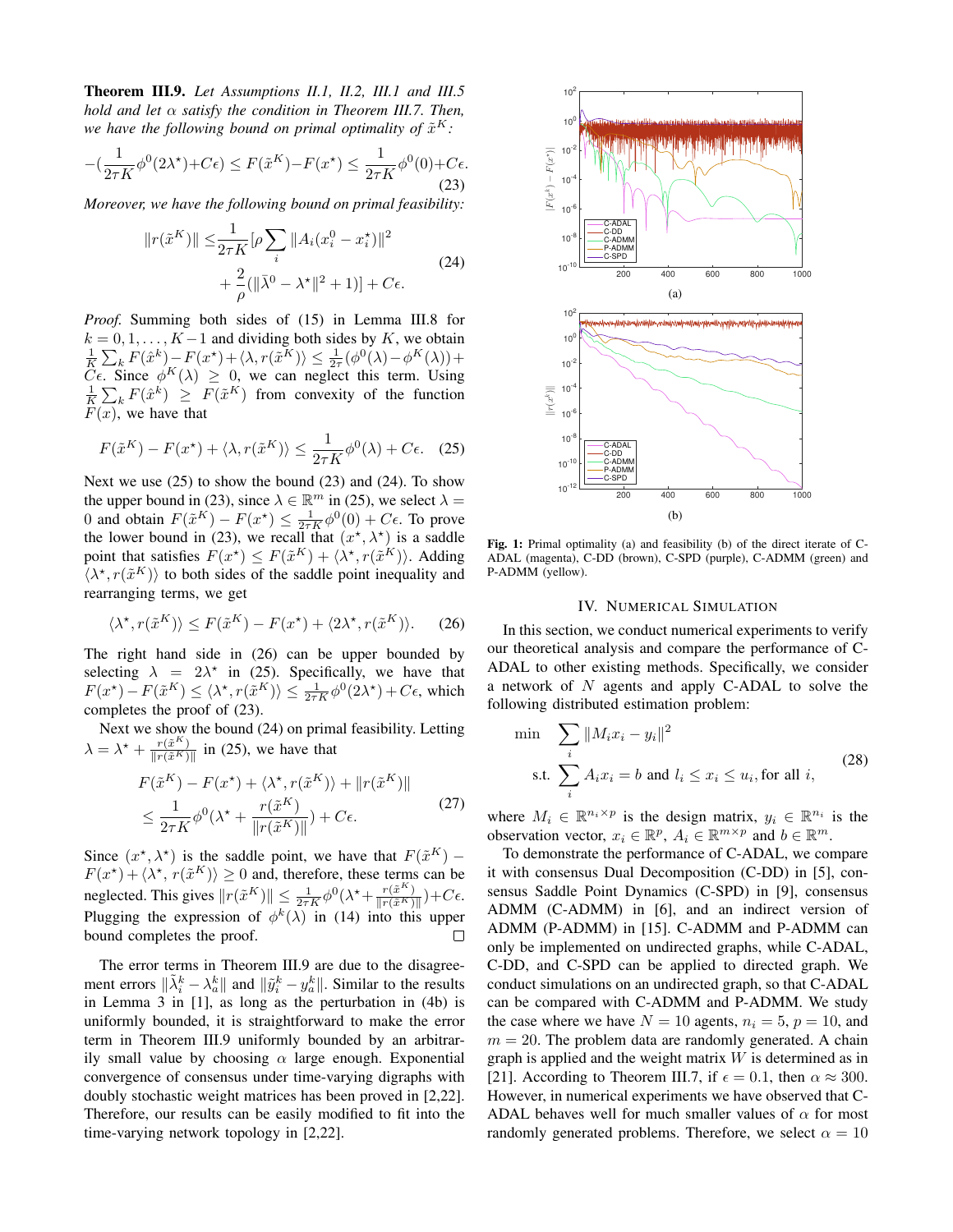**Theorem III.9.** *Let Assumptions II.1, II.2, III.1 and III.5 hold and let $\alpha$ satisfy the condition in Theorem III.7. Then, we have the following bound on primal optimality of $\tilde{x}^K$:*

$$-(\frac{1}{2\tau K}\phi^0(2\lambda^\star)+C\epsilon) \leq F(\tilde{x}^K)-F(x^\star) \leq \frac{1}{2\tau K}\phi^0(0)+C\epsilon. \tag{23}$$

*Moreover, we have the following bound on primal feasibility:*

$$\begin{aligned}\|r(\tilde{x}^K)\| \leq & \frac{1}{2\tau K}[\rho \sum_i \|A_i(x_i^0 - x_i^\star)\|^2 \\ & + \frac{2}{\rho}(\|\bar{\lambda}^0 - \lambda^\star\|^2 + 1)] + C\epsilon.\end{aligned} \tag{24}$$

*Proof.* Summing both sides of (15) in Lemma III.8 for $k = 0, 1, \ldots, K-1$ and dividing both sides by $K$, we obtain $\frac{1}{K}\sum_k F(\hat{x}^k) - F(x^\star) + \langle \lambda, r(\tilde{x}^K)\rangle \leq \frac{1}{2\tau}(\phi^0(\lambda) - \phi^K(\lambda)) + C\epsilon$. Since $\phi^K(\lambda) \geq 0$, we can neglect this term. Using $\frac{1}{K}\sum_k F(\hat{x}^k) \geq F(\tilde{x}^K)$ from convexity of the function $F(x)$, we have that

$$F(\tilde{x}^K) - F(x^\star) + \langle \lambda, r(\tilde{x}^K)\rangle \leq \frac{1}{2\tau K}\phi^0(\lambda) + C\epsilon. \tag{25}$$

Next we use (25) to show the bound (23) and (24). To show the upper bound in (23), since $\lambda \in \mathbb{R}^m$ in (25), we select $\lambda = 0$ and obtain $F(\tilde{x}^K) - F(x^\star) \leq \frac{1}{2\tau K}\phi^0(0) + C\epsilon$. To prove the lower bound in (23), we recall that $(x^\star, \lambda^\star)$ is a saddle point that satisfies $F(x^\star) \leq F(\tilde{x}^K) + \langle \lambda^\star, r(\tilde{x}^K)\rangle$. Adding $\langle \lambda^\star, r(\tilde{x}^K)\rangle$ to both sides of the saddle point inequality and rearranging terms, we get

$$\langle \lambda^\star, r(\tilde{x}^K)\rangle \leq F(\tilde{x}^K) - F(x^\star) + \langle 2\lambda^\star, r(\tilde{x}^K)\rangle. \tag{26}$$

The right hand side in (26) can be upper bounded by selecting $\lambda = 2\lambda^\star$ in (25). Specifically, we have that $F(x^\star) - F(\tilde{x}^K) \leq \langle \lambda^\star, r(\tilde{x}^K)\rangle \leq \frac{1}{2\tau K}\phi^0(2\lambda^\star) + C\epsilon$, which completes the proof of (23).

Next we show the bound (24) on primal feasibility. Letting $\lambda = \lambda^\star + \frac{r(\tilde{x}^K)}{\|r(\tilde{x}^K)\|}$ in (25), we have that

$$\begin{aligned}& F(\tilde{x}^K) - F(x^\star) + \langle \lambda^\star, r(\tilde{x}^K)\rangle + \|r(\tilde{x}^K)\| \\ & \leq \frac{1}{2\tau K}\phi^0(\lambda^\star + \frac{r(\tilde{x}^K)}{\|r(\tilde{x}^K)\|}) + C\epsilon.\end{aligned} \tag{27}$$

Since $(x^\star, \lambda^\star)$ is the saddle point, we have that $F(\tilde{x}^K) - F(x^\star) + \langle \lambda^\star, r(\tilde{x}^K)\rangle \geq 0$ and, therefore, these terms can be neglected. This gives $\|r(\tilde{x}^K)\| \leq \frac{1}{2\tau K}\phi^0(\lambda^\star + \frac{r(\tilde{x}^K)}{\|r(\tilde{x}^K)\|}) + C\epsilon$. Plugging the expression of $\phi^k(\lambda)$ in (14) into this upper bound completes the proof. ∎

The error terms in Theorem III.9 are due to the disagreement errors $\|\tilde{\lambda}_i^k - \lambda_a^k\|$ and $\|\tilde{y}_i^k - y_a^k\|$. Similar to the results in Lemma 3 in [1], as long as the perturbation in (4b) is uniformly bounded, it is straightforward to make the error term in Theorem III.9 uniformly bounded by an arbitrarily small value by choosing $\alpha$ large enough. Exponential convergence of consensus under time-varying digraphs with doubly stochastic weight matrices has been proved in [2,22]. Therefore, our results can be easily modified to fit into the time-varying network topology in [2,22].

(a)

(b)

**Fig. 1:** Primal optimality (a) and feasibility (b) of the direct iterate of C-ADAL (magenta), C-DD (brown), C-SPD (purple), C-ADMM (green) and P-ADMM (yellow).

## IV. Numerical Simulation

In this section, we conduct numerical experiments to verify our theoretical analysis and compare the performance of C-ADAL to other existing methods. Specifically, we consider a network of $N$ agents and apply C-ADAL to solve the following distributed estimation problem:

$$\begin{aligned}\min \quad & \sum_i \|M_i x_i - y_i\|^2 \\ \text{s.t.} \quad & \sum_i A_i x_i = b \text{ and } l_i \leq x_i \leq u_i, \text{for all } i,\end{aligned} \tag{28}$$

where $M_i \in \mathbb{R}^{n_i \times p}$ is the design matrix, $y_i \in \mathbb{R}^{n_i}$ is the observation vector, $x_i \in \mathbb{R}^p$, $A_i \in \mathbb{R}^{m \times p}$ and $b \in \mathbb{R}^m$.

To demonstrate the performance of C-ADAL, we compare it with consensus Dual Decomposition (C-DD) in [5], consensus Saddle Point Dynamics (C-SPD) in [9], consensus ADMM (C-ADMM) in [6], and an indirect version of ADMM (P-ADMM) in [15]. C-ADMM and P-ADMM can only be implemented on undirected graphs, while C-ADAL, C-DD, and C-SPD can be applied to directed graph. We conduct simulations on an undirected graph, so that C-ADAL can be compared with C-ADMM and P-ADMM. We study the case where we have $N = 10$ agents, $n_i = 5$, $p = 10$, and $m = 20$. The problem data are randomly generated. A chain graph is applied and the weight matrix $W$ is determined as in [21]. According to Theorem III.7, if $\epsilon = 0.1$, then $\alpha \approx 300$. However, in numerical experiments we have observed that C-ADAL behaves well for much smaller values of $\alpha$ for most randomly generated problems. Therefore, we select $\alpha = 10$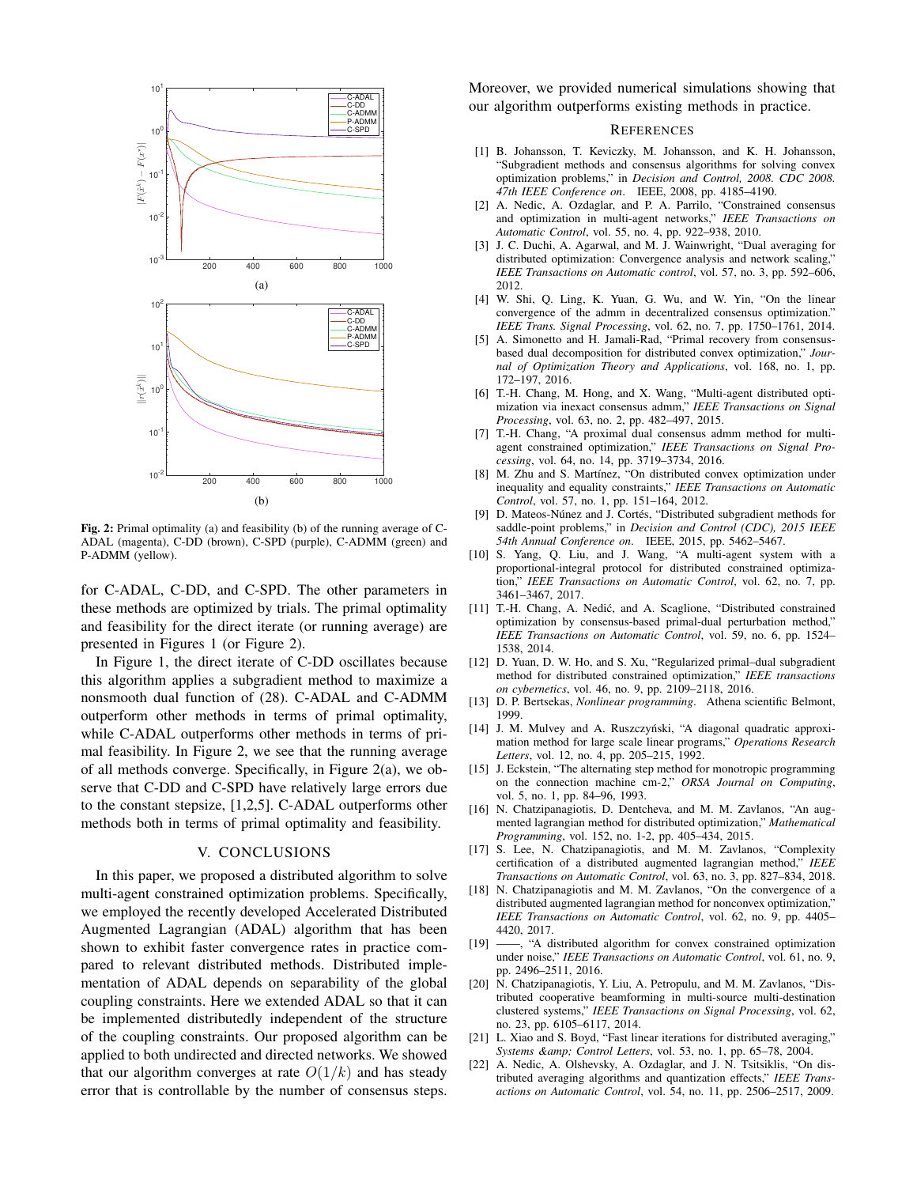10[1]

10[0]

10[-1]

10[-2]

10[-3]

$|F(\bar{x}^k) - F(x^\star)|$

200 400 600 800 1000

C-ADAL
C-DD
C-ADMM
P-ADMM
C-SPD

(a)

10[2]

10[1]

10[0]

10[-1]

10[-2]

$\|r(\bar{x}^k)\|$

200 400 600 800 1000

C-ADAL
C-DD
C-ADMM
P-ADMM
C-SPD

(b)

**Fig. 2:** Primal optimality (a) and feasibility (b) of the running average of C-ADAL (magenta), C-DD (brown), C-SPD (purple), C-ADMM (green) and P-ADMM (yellow).

for C-ADAL, C-DD, and C-SPD. The other parameters in these methods are optimized by trials. The primal optimality and feasibility for the direct iterate (or running average) are presented in Figures 1 (or Figure 2).

In Figure 1, the direct iterate of C-DD oscillates because this algorithm applies a subgradient method to maximize a nonsmooth dual function of (28). C-ADAL and C-ADMM outperform other methods in terms of primal optimality, while C-ADAL outperforms other methods in terms of primal feasibility. In Figure 2, we see that the running average of all methods converge. Specifically, in Figure 2(a), we observe that C-DD and C-SPD have relatively large errors due to the constant stepsize, [1,2,5]. C-ADAL outperforms other methods both in terms of primal optimality and feasibility.

## V. CONCLUSIONS

In this paper, we proposed a distributed algorithm to solve multi-agent constrained optimization problems. Specifically, we employed the recently developed Accelerated Distributed Augmented Lagrangian (ADAL) algorithm that has been shown to exhibit faster convergence rates in practice compared to relevant distributed methods. Distributed implementation of ADAL depends on separability of the global coupling constraints. Here we extended ADAL so that it can be implemented distributedly independent of the structure of the coupling constraints. Our proposed algorithm can be applied to both undirected and directed networks. We showed that our algorithm converges at rate $O(1/k)$ and has steady error that is controllable by the number of consensus steps. Moreover, we provided numerical simulations showing that our algorithm outperforms existing methods in practice.

## REFERENCES

[1] B. Johansson, T. Keviczky, M. Johansson, and K. H. Johansson, "Subgradient methods and consensus algorithms for solving convex optimization problems," in *Decision and Control, 2008. CDC 2008. 47th IEEE Conference on*. IEEE, 2008, pp. 4185–4190.

[2] A. Nedic, A. Ozdaglar, and P. A. Parrilo, "Constrained consensus and optimization in multi-agent networks," *IEEE Transactions on Automatic Control*, vol. 55, no. 4, pp. 922–938, 2010.

[3] J. C. Duchi, A. Agarwal, and M. J. Wainwright, "Dual averaging for distributed optimization: Convergence analysis and network scaling," *IEEE Transactions on Automatic control*, vol. 57, no. 3, pp. 592–606, 2012.

[4] W. Shi, Q. Ling, K. Yuan, G. Wu, and W. Yin, "On the linear convergence of the admm in decentralized consensus optimization." *IEEE Trans. Signal Processing*, vol. 62, no. 7, pp. 1750–1761, 2014.

[5] A. Simonetto and H. Jamali-Rad, "Primal recovery from consensus-based dual decomposition for distributed convex optimization," *Journal of Optimization Theory and Applications*, vol. 168, no. 1, pp. 172–197, 2016.

[6] T.-H. Chang, M. Hong, and X. Wang, "Multi-agent distributed optimization via inexact consensus admm," *IEEE Transactions on Signal Processing*, vol. 63, no. 2, pp. 482–497, 2015.

[7] T.-H. Chang, "A proximal dual consensus admm method for multi-agent constrained optimization," *IEEE Transactions on Signal Processing*, vol. 64, no. 14, pp. 3719–3734, 2016.

[8] M. Zhu and S. Martínez, "On distributed convex optimization under inequality and equality constraints," *IEEE Transactions on Automatic Control*, vol. 57, no. 1, pp. 151–164, 2012.

[9] D. Mateos-Núnez and J. Cortés, "Distributed subgradient methods for saddle-point problems," in *Decision and Control (CDC), 2015 IEEE 54th Annual Conference on*. IEEE, 2015, pp. 5462–5467.

[10] S. Yang, Q. Liu, and J. Wang, "A multi-agent system with a proportional-integral protocol for distributed constrained optimization," *IEEE Transactions on Automatic Control*, vol. 62, no. 7, pp. 3461–3467, 2017.

[11] T.-H. Chang, A. Nedić, and A. Scaglione, "Distributed constrained optimization by consensus-based primal-dual perturbation method," *IEEE Transactions on Automatic Control*, vol. 59, no. 6, pp. 1524–1538, 2014.

[12] D. Yuan, D. W. Ho, and S. Xu, "Regularized primal–dual subgradient method for distributed constrained optimization," *IEEE transactions on cybernetics*, vol. 46, no. 9, pp. 2109–2118, 2016.

[13] D. P. Bertsekas, *Nonlinear programming*. Athena scientific Belmont, 1999.

[14] J. M. Mulvey and A. Ruszczyński, "A diagonal quadratic approximation method for large scale linear programs," *Operations Research Letters*, vol. 12, no. 4, pp. 205–215, 1992.

[15] J. Eckstein, "The alternating step method for monotropic programming on the connection machine cm-2," *ORSA Journal on Computing*, vol. 5, no. 1, pp. 84–96, 1993.

[16] N. Chatzipanagiotis, D. Dentcheva, and M. M. Zavlanos, "An augmented lagrangian method for distributed optimization," *Mathematical Programming*, vol. 152, no. 1-2, pp. 405–434, 2015.

[17] S. Lee, N. Chatzipanagiotis, and M. M. Zavlanos, "Complexity certification of a distributed augmented lagrangian method," *IEEE Transactions on Automatic Control*, vol. 63, no. 3, pp. 827–834, 2018.

[18] N. Chatzipanagiotis and M. M. Zavlanos, "On the convergence of a distributed augmented lagrangian method for nonconvex optimization," *IEEE Transactions on Automatic Control*, vol. 62, no. 9, pp. 4405–4420, 2017.

[19] ——, "A distributed algorithm for convex constrained optimization under noise," *IEEE Transactions on Automatic Control*, vol. 61, no. 9, pp. 2496–2511, 2016.

[20] N. Chatzipanagiotis, Y. Liu, A. Petropulu, and M. M. Zavlanos, "Distributed cooperative beamforming in multi-source multi-destination clustered systems," *IEEE Transactions on Signal Processing*, vol. 62, no. 23, pp. 6105–6117, 2014.

[21] L. Xiao and S. Boyd, "Fast linear iterations for distributed averaging," *Systems &amp; Control Letters*, vol. 53, no. 1, pp. 65–78, 2004.

[22] A. Nedic, A. Olshevsky, A. Ozdaglar, and J. N. Tsitsiklis, "On distributed averaging algorithms and quantization effects," *IEEE Transactions on Automatic Control*, vol. 54, no. 11, pp. 2506–2517, 2009.